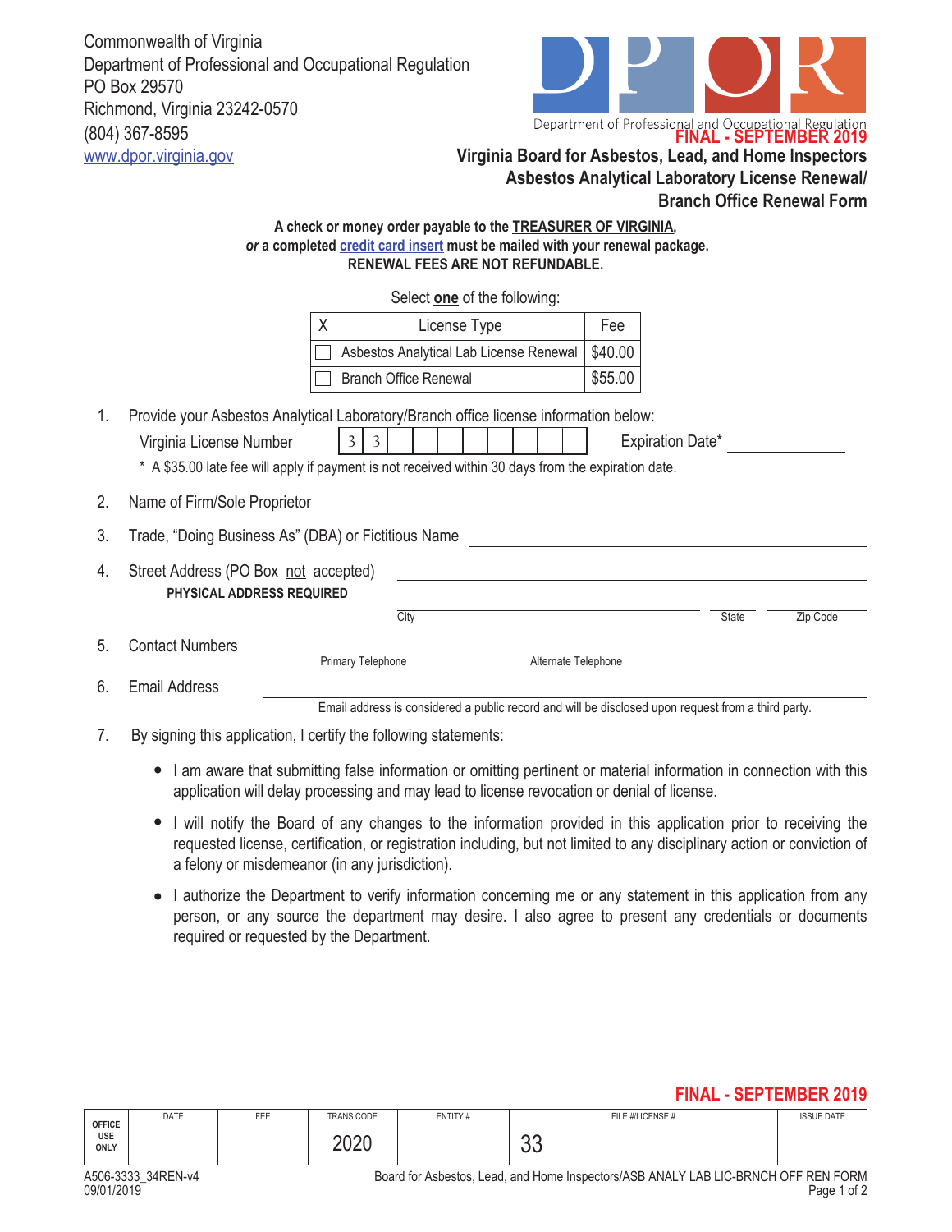Commonwealth of Virginia
Department of Professional and Occupational Regulation
PO Box 29570
Richmond, Virginia 23242-0570
(804) 367-8595
www.dpor.virginia.gov

DPOR
Department of Professional and Occupational Regulation

**FINAL - SEPTEMBER 2019**

# Virginia Board for Asbestos, Lead, and Home Inspectors
## Asbestos Analytical Laboratory License Renewal/ Branch Office Renewal Form

**A check or money order payable to the TREASURER OF VIRGINIA,**
***or* a completed credit card insert must be mailed with your renewal package.**
**RENEWAL FEES ARE NOT REFUNDABLE.**

Select **one** of the following:

| X | License Type | Fee |
|---|---|---|
| ☐ | Asbestos Analytical Lab License Renewal | $40.00 |
| ☐ | Branch Office Renewal | $55.00 |

1. Provide your Asbestos Analytical Laboratory/Branch office license information below:

   Virginia License Number 3 3 _ _ _ _ _ _ _ _ Expiration Date* ______________

   \* A $35.00 late fee will apply if payment is not received within 30 days from the expiration date.

2. Name of Firm/Sole Proprietor ______________________________

3. Trade, "Doing Business As" (DBA) or Fictitious Name ______________________________

4. Street Address (PO Box not accepted) ______________________________
   **PHYSICAL ADDRESS REQUIRED**

   ______________________________ City ______ State ______ Zip Code

5. Contact Numbers ______________ Primary Telephone ______________ Alternate Telephone

6. Email Address ______________________________
   Email address is considered a public record and will be disclosed upon request from a third party.

7. By signing this application, I certify the following statements:

   - I am aware that submitting false information or omitting pertinent or material information in connection with this application will delay processing and may lead to license revocation or denial of license.
   - I will notify the Board of any changes to the information provided in this application prior to receiving the requested license, certification, or registration including, but not limited to any disciplinary action or conviction of a felony or misdemeanor (in any jurisdiction).
   - I authorize the Department to verify information concerning me or any statement in this application from any person, or any source the department may desire. I also agree to present any credentials or documents required or requested by the Department.

**FINAL - SEPTEMBER 2019**

| OFFICE USE ONLY | DATE | FEE | TRANS CODE | ENTITY # | FILE #/LICENSE # | ISSUE DATE |
|---|---|---|---|---|---|---|
| | | | 2020 | | 33 | |

A506-3333_34REN-v4
09/01/2019

Board for Asbestos, Lead, and Home Inspectors/ASB ANALY LAB LIC-BRNCH OFF REN FORM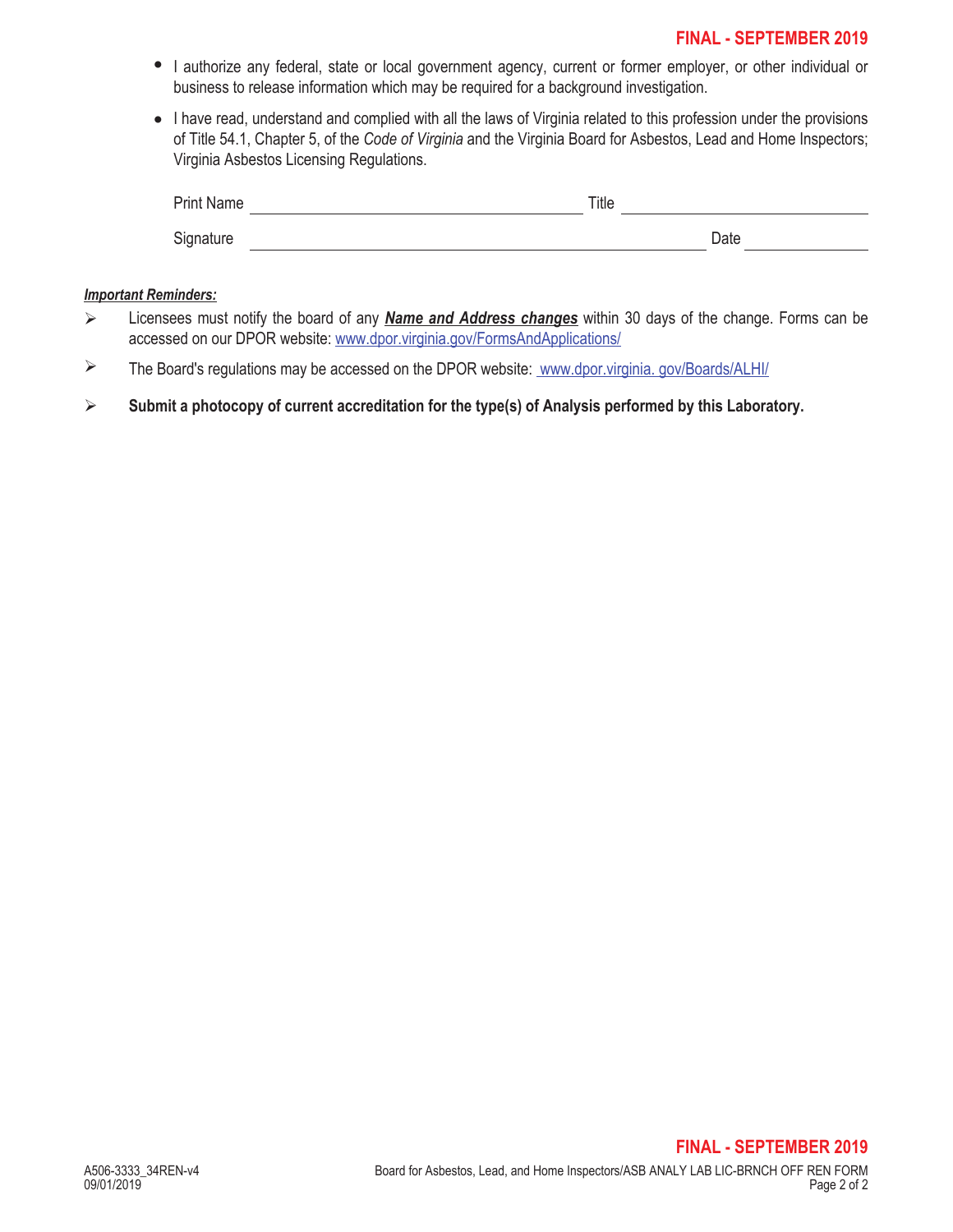- I authorize any federal, state or local government agency, current or former employer, or other individual or business to release information which may be required for a background investigation.
- I have read, understand and complied with all the laws of Virginia related to this profession under the provisions of Title 54.1, Chapter 5, of the *Code of Virginia* and the Virginia Board for Asbestos, Lead and Home Inspectors; Virginia Asbestos Licensing Regulations.

Print Name \_\_\_\_\_\_\_\_\_\_\_\_\_\_\_\_\_\_\_\_\_\_\_\_\_\_\_\_\_\_\_\_ Title \_\_\_\_\_\_\_\_\_\_\_\_\_\_\_\_\_\_\_\_\_\_\_\_

Signature \_\_\_\_\_\_\_\_\_\_\_\_\_\_\_\_\_\_\_\_\_\_\_\_\_\_\_\_\_\_\_\_\_\_\_\_\_\_\_\_\_\_ Date \_\_\_\_\_\_\_\_\_\_\_\_

***Important Reminders:***

- Licensees must notify the board of any ***Name and Address changes*** within 30 days of the change. Forms can be accessed on our DPOR website: www.dpor.virginia.gov/FormsAndApplications/
- The Board's regulations may be accessed on the DPOR website: www.dpor.virginia. gov/Boards/ALHI/
- **Submit a photocopy of current accreditation for the type(s) of Analysis performed by this Laboratory.**